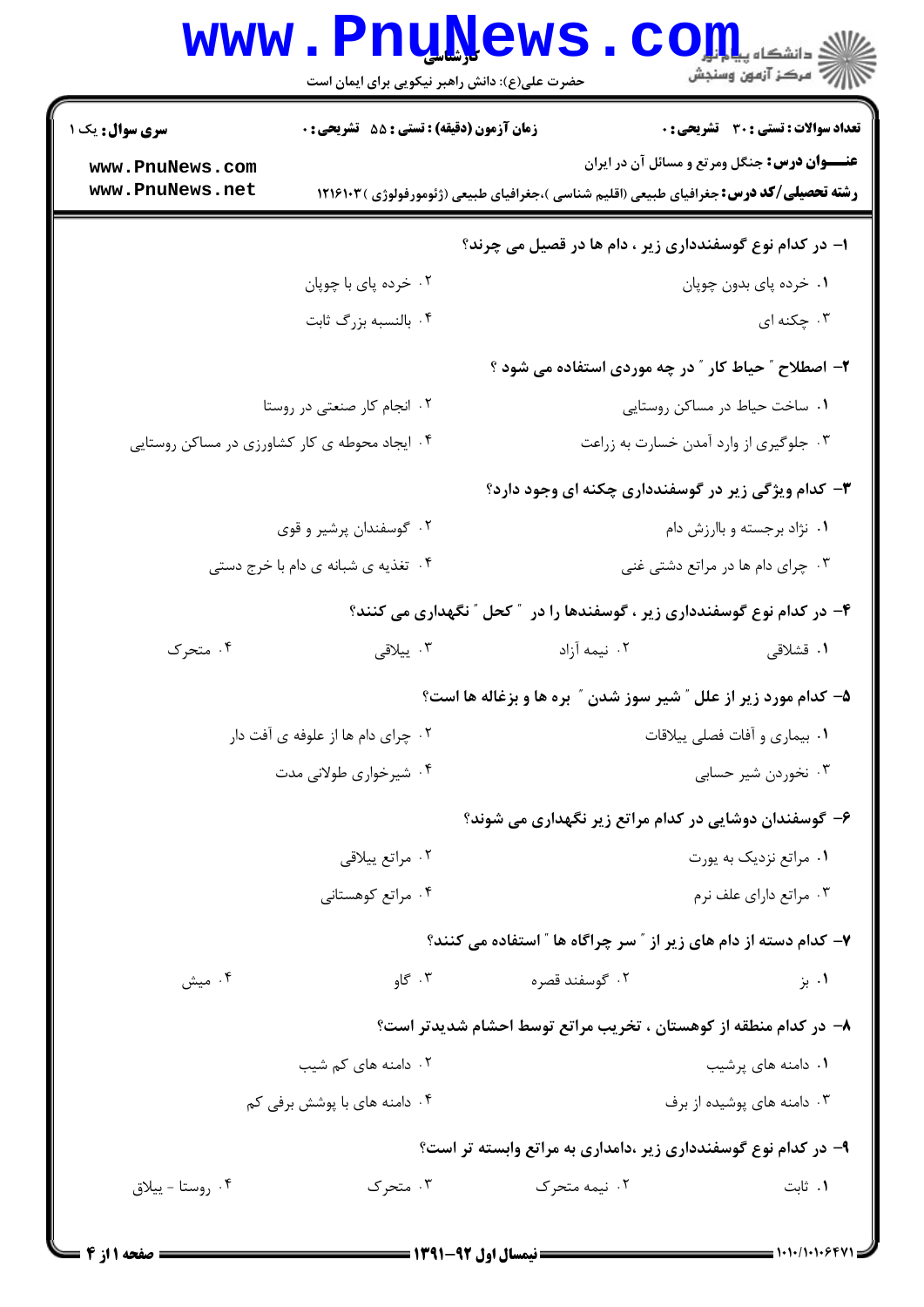کارشناسی

حضرت علی(ع): دانش راهبر نیکویی برای ایمان است

**سری سوال:** یک ۱ | **زمان آزمون (دقیقه) : تستی : ۵۵ تشریحی : ۰** | **تعداد سوالات : تستی : ۳۰ تشریحی : ۰**

**عنـــوان درس:** جنگل ومرتع و مسائل آن در ایران

**رشته تحصیلی/کد درس:** جغرافیای طبیعی (اقلیم شناسی )،جغرافیای طبیعی (ژئومورفولوژی )۱۲۱۶۱۰۳

**۱- در کدام نوع گوسفندداری زیر ، دام ها در قصیل می چرند؟**

۱. خرده پای بدون چوپان
۲. خرده پای با چوپان
۳. چکنه ای
۴. بالنسبه بزرگ ثابت

**۲- اصطلاح " حیاط کار " در چه موردی استفاده می شود ؟**

۱. ساخت حیاط در مساکن روستایی
۲. انجام کار صنعتی در روستا
۳. جلوگیری از وارد آمدن خسارت به زراعت
۴. ایجاد محوطه ی کار کشاورزی در مساکن روستایی

**۳- کدام ویژگی زیر در گوسفندداری چکنه ای وجود دارد؟**

۱. نژاد برجسته و باارزش دام
۲. گوسفندان پرشیر و قوی
۳. چرای دام ها در مراتع دشتی غنی
۴. تغذیه ی شبانه ی دام با خرج دستی

**۴- در کدام نوع گوسفندداری زیر ، گوسفندها را در " کحل " نگهداری می کنند؟**

۱. قشلاقی
۲. نیمه آزاد
۳. ییلاقی
۴. متحرک

**۵- کدام مورد زیر از علل " شیر سوز شدن " بره ها و بزغاله ها است؟**

۱. بیماری و آفات فصلی ییلاقات
۲. چرای دام ها از علوفه ی آفت دار
۳. نخوردن شیر حسابی
۴. شیرخواری طولانی مدت

**۶- گوسفندان دوشایی در کدام مراتع زیر نگهداری می شوند؟**

۱. مراتع نزدیک به یورت
۲. مراتع ییلاقی
۳. مراتع دارای علف نرم
۴. مراتع کوهستانی

**۷- کدام دسته از دام های زیر از " سر چراگاه ها " استفاده می کنند؟**

۱. بز
۲. گوسفند قصره
۳. گاو
۴. میش

**۸- در کدام منطقه از کوهستان ، تخریب مراتع توسط احشام شدیدتر است؟**

۱. دامنه های پرشیب
۲. دامنه های کم شیب
۳. دامنه های پوشیده از برف
۴. دامنه های با پوشش برفی کم

**۹- در کدام نوع گوسفندداری زیر ،دامداری به مراتع وابسته تر است؟**

۱. ثابت
۲. نیمه متحرک
۳. متحرک
۴. روستا - ییلاق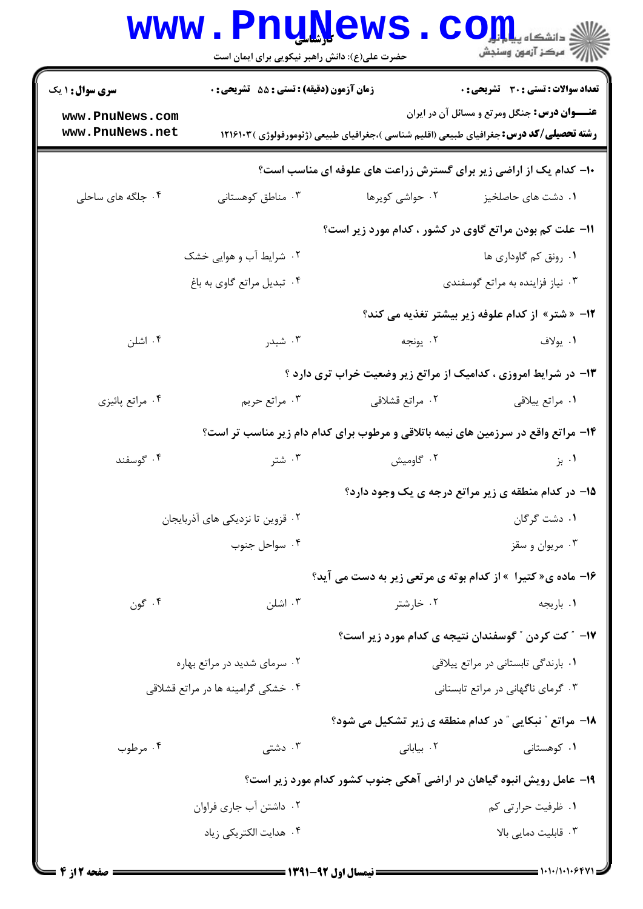**سری سوال: ۱ یک** | **زمان آزمون (دقیقه): تستی: ۵۵ تشریحی: ۰** | **تعداد سوالات: تستی: ۳۰ تشریحی: ۰**

**عنـــوان درس:** جنگل ومرتع و مسائل آن در ایران

**رشته تحصیلی/کد درس:** جغرافیای طبیعی (اقلیم شناسی )،جغرافیای طبیعی (ژئومورفولوژی )۱۲۱۶۱۰۳

**۱۰- کدام یک از اراضی زیر برای گسترش زراعت های علوفه ای مناسب است؟**

۱. دشت های حاصلخیز
۲. حواشی کویرها
۳. مناطق کوهستانی
۴. جلگه های ساحلی

**۱۱- علت کم بودن مراتع گاوی در کشور ، کدام مورد زیر است؟**

۱. رونق کم گاوداری ها
۲. شرایط آب و هوایی خشک
۳. نیاز فزاینده به مراتع گوسفندی
۴. تبدیل مراتع گاوی به باغ

**۱۲- « شتر» از کدام علوفه زیر بیشتر تغذیه می کند؟**

۱. یولاف
۲. یونجه
۳. شبدر
۴. اشلن

**۱۳- در شرایط امروزی ، کدامیک از مراتع زیر وضعیت خراب تری دارد ؟**

۱. مراتع ییلاقی
۲. مراتع قشلاقی
۳. مراتع حریم
۴. مراتع پائیزی

**۱۴- مراتع واقع در سرزمین های نیمه باتلاقی و مرطوب برای کدام دام زیر مناسب تر است؟**

۱. بز
۲. گاومیش
۳. شتر
۴. گوسفند

**۱۵- در کدام منطقه ی زیر مراتع درجه ی یک وجود دارد؟**

۱. دشت گرگان
۲. قزوین تا نزدیکی های آذربایجان
۳. مریوان و سقز
۴. سواحل جنوب

**۱۶- ماده ی« کتیرا » از کدام بوته ی مرتعی زیر به دست می آید؟**

۱. باریجه
۲. خارشتر
۳. اشلن
۴. گون

**۱۷- " کت کردن " گوسفندان نتیجه ی کدام مورد زیر است؟**

۱. بارندگی تابستانی در مراتع ییلاقی
۲. سرمای شدید در مراتع بهاره
۳. گرمای ناگهانی در مراتع تابستانی
۴. خشکی گرامینه ها در مراتع قشلاقی

**۱۸- مراتع " نبکایی " در کدام منطقه ی زیر تشکیل می شود؟**

۱. کوهستانی
۲. بیابانی
۳. دشتی
۴. مرطوب

**۱۹- عامل رویش انبوه گیاهان در اراضی آهکی جنوب کشور کدام مورد زیر است؟**

۱. ظرفیت حرارتی کم
۲. داشتن آب جاری فراوان
۳. قابلیت دمایی بالا
۴. هدایت الکتریکی زیاد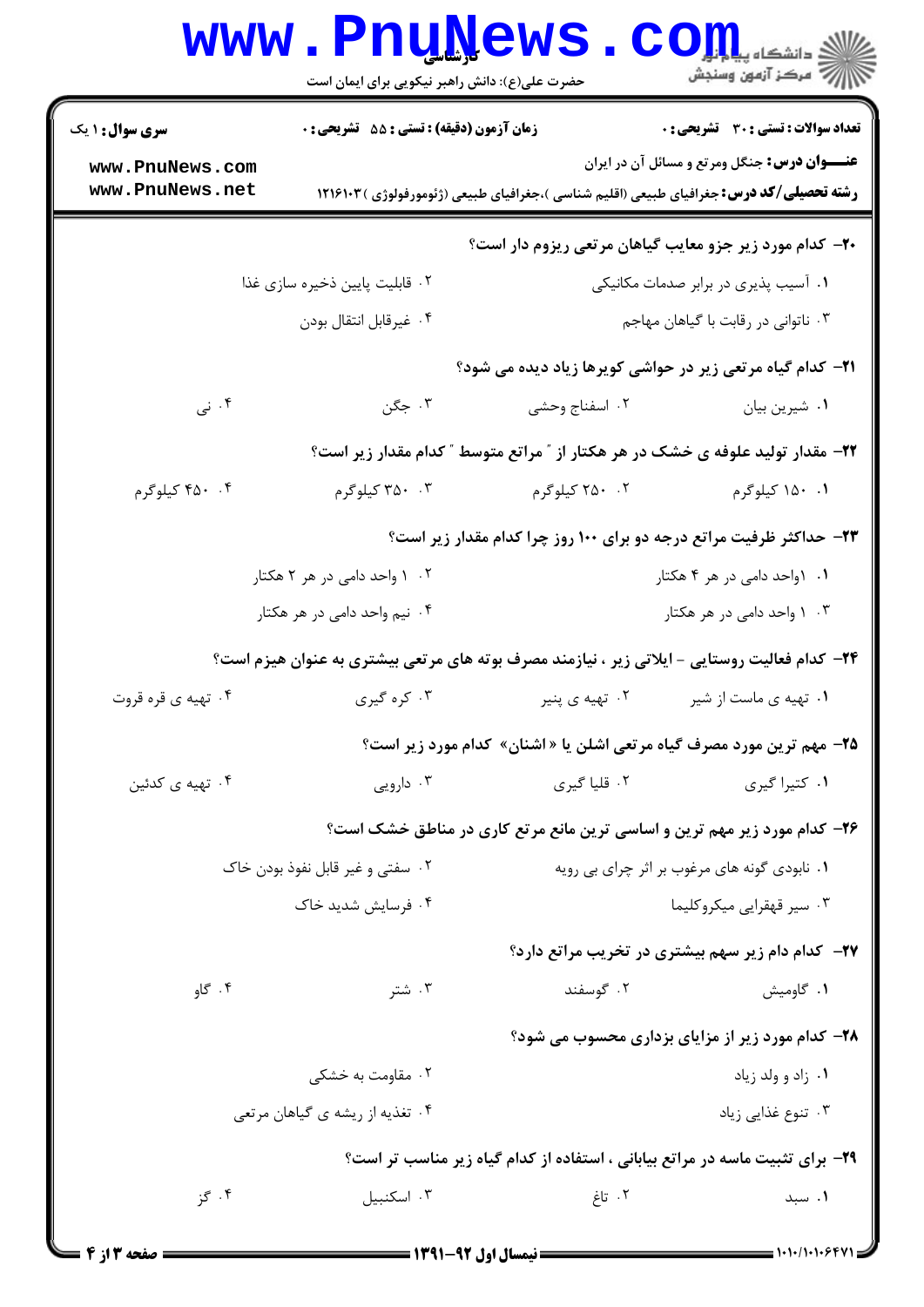**۲۰- کدام مورد زیر جزو معایب گیاهان مرتعی ریزوم دار است؟**

۱. آسیب پذیری در برابر صدمات مکانیکی

۲. قابلیت پایین ذخیره سازی غذا

۳. ناتوانی در رقابت با گیاهان مهاجم

۴. غیرقابل انتقال بودن

**۲۱- کدام گیاه مرتعی زیر در حواشی کویرها زیاد دیده می شود؟**

۱. شیرین بیان

۲. اسفناج وحشی

۳. جگن

۴. نی

**۲۲- مقدار تولید علوفه ی خشک در هر هکتار از " مراتع متوسط " کدام مقدار زیر است؟**

۱. ۱۵۰ کیلوگرم

۲. ۲۵۰ کیلوگرم

۳. ۳۵۰ کیلوگرم

۴. ۴۵۰ کیلوگرم

**۲۳- حداکثر ظرفیت مراتع درجه دو برای ۱۰۰ روز چرا کدام مقدار زیر است؟**

۱. ۱واحد دامی در هر ۴ هکتار

۲. ۱ واحد دامی در هر ۲ هکتار

۳. ۱ واحد دامی در هر هکتار

۴. نیم واحد دامی در هر هکتار

**۲۴- کدام فعالیت روستایی - ایلاتی زیر ، نیازمند مصرف بوته های مرتعی بیشتری به عنوان هیزم است؟**

۱. تهیه ی ماست از شیر

۲. تهیه ی پنیر

۳. کره گیری

۴. تهیه ی قره قروت

**۲۵- مهم ترین مورد مصرف گیاه مرتعی اشلن یا « اشنان» کدام مورد زیر است؟**

۱. کتیرا گیری

۲. قلیا گیری

۳. دارویی

۴. تهیه ی کدئین

**۲۶- کدام مورد زیر مهم ترین و اساسی ترین مانع مرتع کاری در مناطق خشک است؟**

۱. نابودی گونه های مرغوب بر اثر چرای بی رویه

۲. سفتی و غیر قابل نفوذ بودن خاک

۳. سیر قهقرایی میکروکلیما

۴. فرسایش شدید خاک

**۲۷- کدام دام زیر سهم بیشتری در تخریب مراتع دارد؟**

۱. گاومیش

۲. گوسفند

۳. شتر

۴. گاو

**۲۸- کدام مورد زیر از مزایای بزداری محسوب می شود؟**

۱. زاد و ولد زیاد

۲. مقاومت به خشکی

۳. تنوع غذایی زیاد

۴. تغذیه از ریشه ی گیاهان مرتعی

**۲۹- برای تثبیت ماسه در مراتع بیابانی ، استفاده از کدام گیاه زیر مناسب تر است؟**

۱. سبد

۲. تاغ

۳. اسکنبیل

۴. گز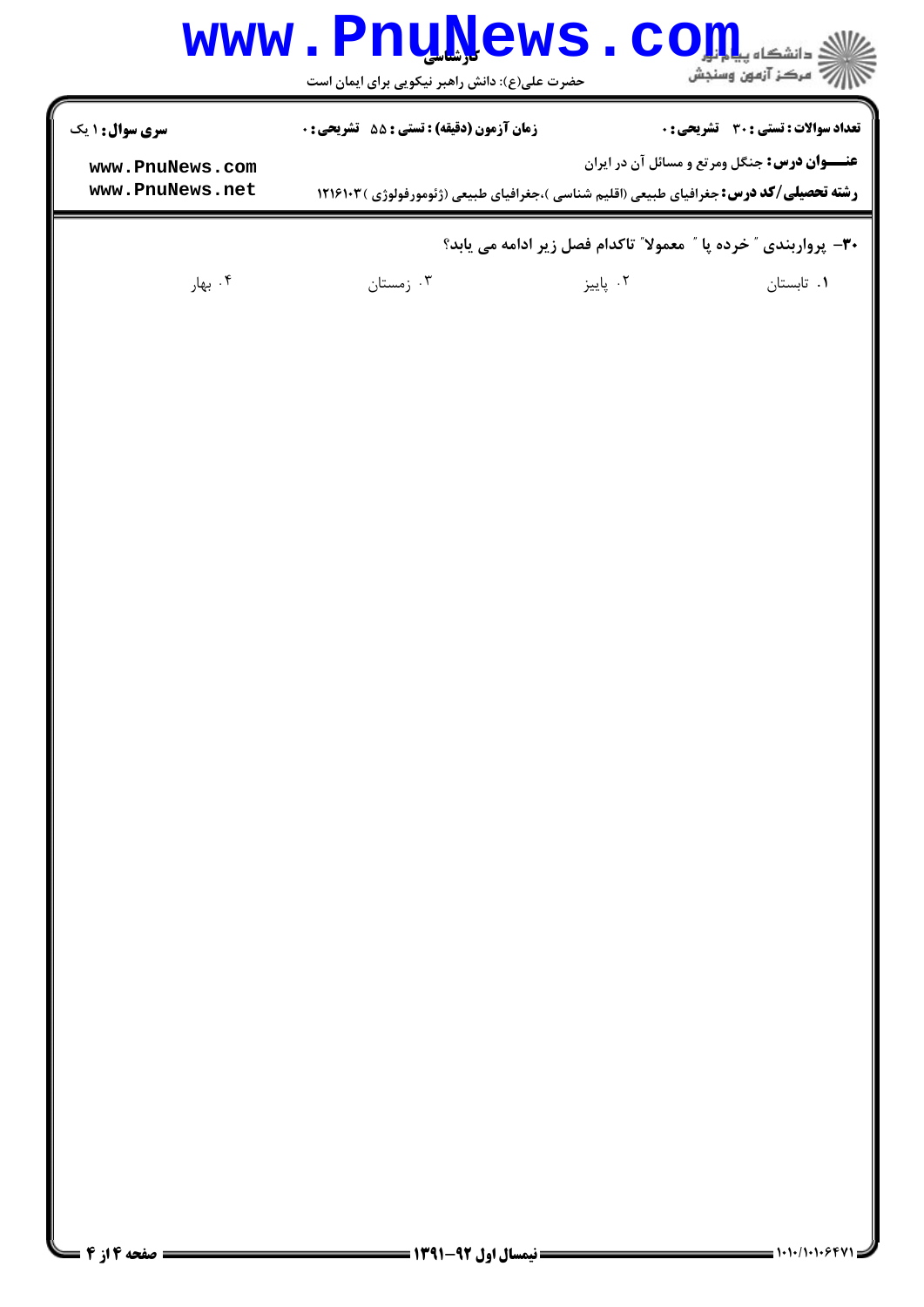**۳۰- پرواربندی " خرده پا " معمولا" تاکدام فصل زیر ادامه می یابد؟**

۱. تابستان
۲. پاییز
۳. زمستان
۴. بهار